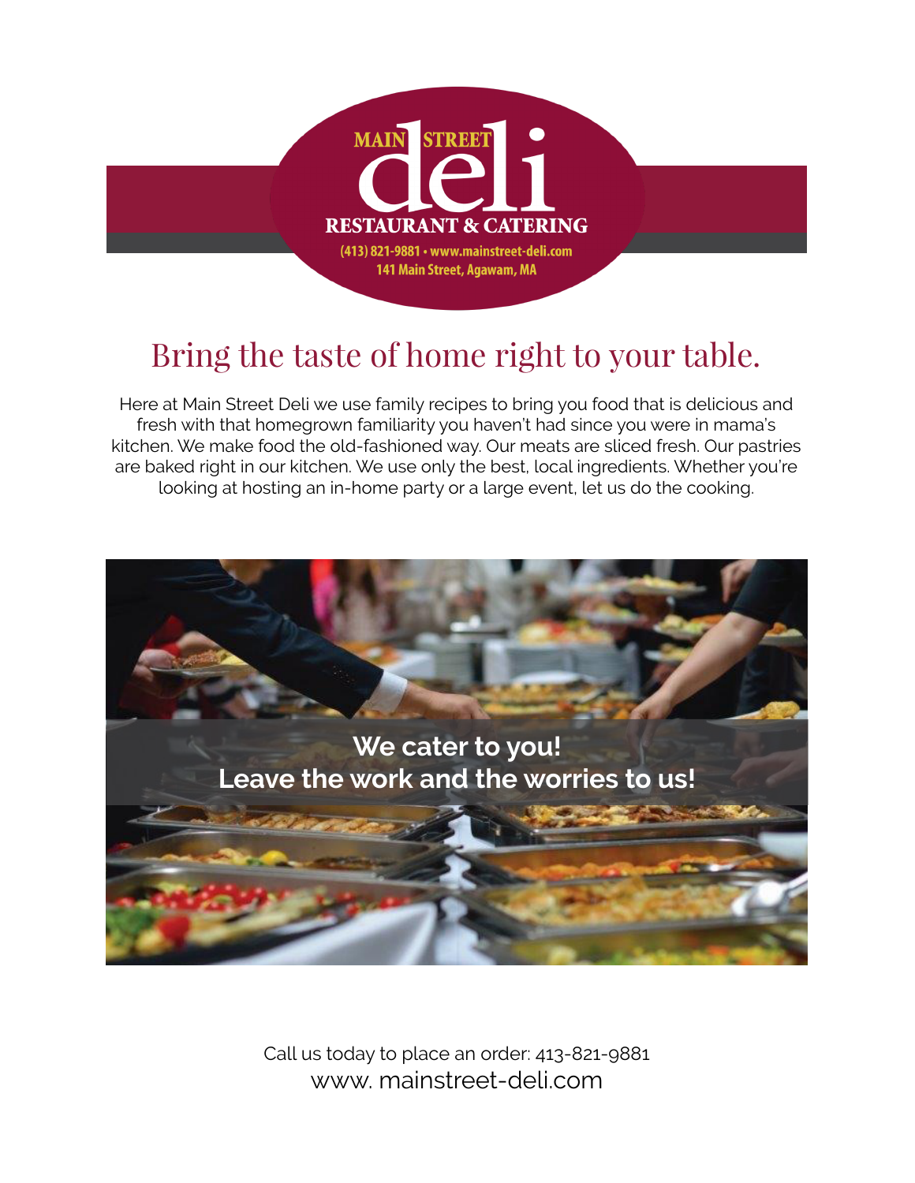MAIN STREET deli

RESTAURANT & CATERING

(413) 821-9881 • www.mainstreet-deli.com

141 Main Street, Agawam, MA

# Bring the taste of home right to your table.

Here at Main Street Deli we use family recipes to bring you food that is delicious and fresh with that homegrown familiarity you haven't had since you were in mama's kitchen. We make food the old-fashioned way. Our meats are sliced fresh. Our pastries are baked right in our kitchen. We use only the best, local ingredients. Whether you're looking at hosting an in-home party or a large event, let us do the cooking.

**We cater to you!**
**Leave the work and the worries to us!**

Call us today to place an order: 413-821-9881

www. mainstreet-deli.com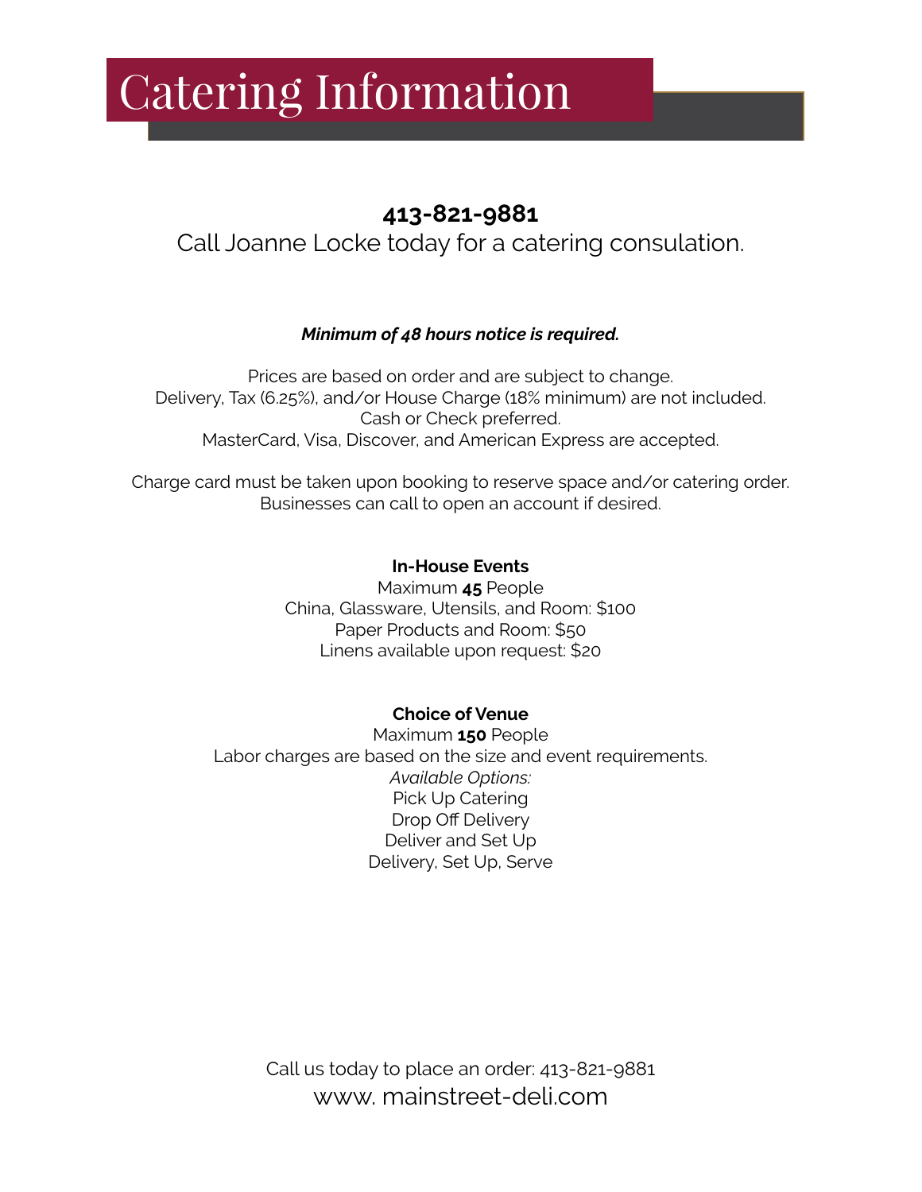# Catering Information

**413-821-9881**

Call Joanne Locke today for a catering consulation.

***Minimum of 48 hours notice is required.***

Prices are based on order and are subject to change.
Delivery, Tax (6.25%), and/or House Charge (18% minimum) are not included.
Cash or Check preferred.
MasterCard, Visa, Discover, and American Express are accepted.

Charge card must be taken upon booking to reserve space and/or catering order.
Businesses can call to open an account if desired.

**In-House Events**

Maximum **45** People
China, Glassware, Utensils, and Room: $100
Paper Products and Room: $50
Linens available upon request: $20

**Choice of Venue**

Maximum **150** People
Labor charges are based on the size and event requirements.
*Available Options:*
Pick Up Catering
Drop Off Delivery
Deliver and Set Up
Delivery, Set Up, Serve

Call us today to place an order: 413-821-9881
www. mainstreet-deli.com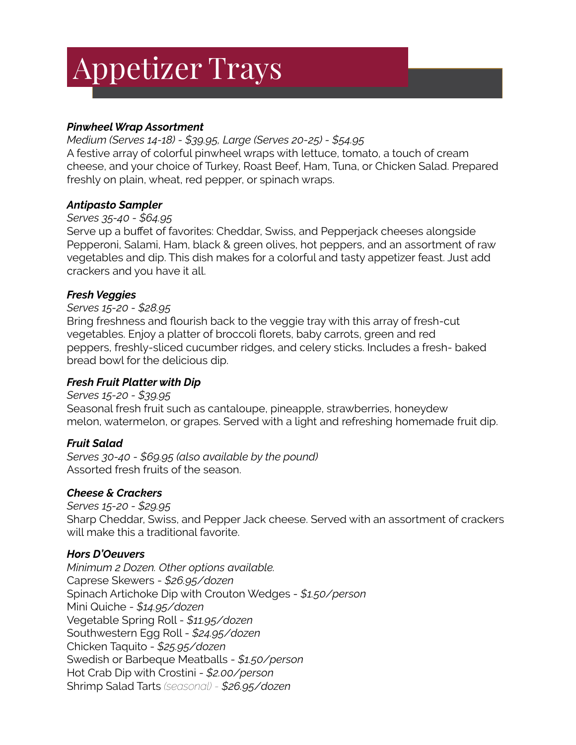# Appetizer Trays

***Pinwheel Wrap Assortment***

*Medium (Serves 14-18) - $39.95, Large (Serves 20-25) - $54.95*

A festive array of colorful pinwheel wraps with lettuce, tomato, a touch of cream cheese, and your choice of Turkey, Roast Beef, Ham, Tuna, or Chicken Salad. Prepared freshly on plain, wheat, red pepper, or spinach wraps.

***Antipasto Sampler***

*Serves 35-40 - $64.95*

Serve up a buffet of favorites: Cheddar, Swiss, and Pepperjack cheeses alongside Pepperoni, Salami, Ham, black & green olives, hot peppers, and an assortment of raw vegetables and dip. This dish makes for a colorful and tasty appetizer feast. Just add crackers and you have it all.

***Fresh Veggies***

*Serves 15-20 - $28.95*

Bring freshness and flourish back to the veggie tray with this array of fresh-cut vegetables. Enjoy a platter of broccoli florets, baby carrots, green and red peppers, freshly-sliced cucumber ridges, and celery sticks. Includes a fresh- baked bread bowl for the delicious dip.

***Fresh Fruit Platter with Dip***

*Serves 15-20 - $39.95*

Seasonal fresh fruit such as cantaloupe, pineapple, strawberries, honeydew melon, watermelon, or grapes. Served with a light and refreshing homemade fruit dip.

***Fruit Salad***

*Serves 30-40 - $69.95 (also available by the pound)*

Assorted fresh fruits of the season.

***Cheese & Crackers***

*Serves 15-20 - $29.95*

Sharp Cheddar, Swiss, and Pepper Jack cheese. Served with an assortment of crackers will make this a traditional favorite.

***Hors D'Oeuvers***

*Minimum 2 Dozen. Other options available.*

Caprese Skewers - *$26.95/dozen*
Spinach Artichoke Dip with Crouton Wedges - *$1.50/person*
Mini Quiche - *$14.95/dozen*
Vegetable Spring Roll - *$11.95/dozen*
Southwestern Egg Roll - *$24.95/dozen*
Chicken Taquito - *$25.95/dozen*
Swedish or Barbeque Meatballs - *$1.50/person*
Hot Crab Dip with Crostini - *$2.00/person*
Shrimp Salad Tarts *(seasonal) - $26.95/dozen*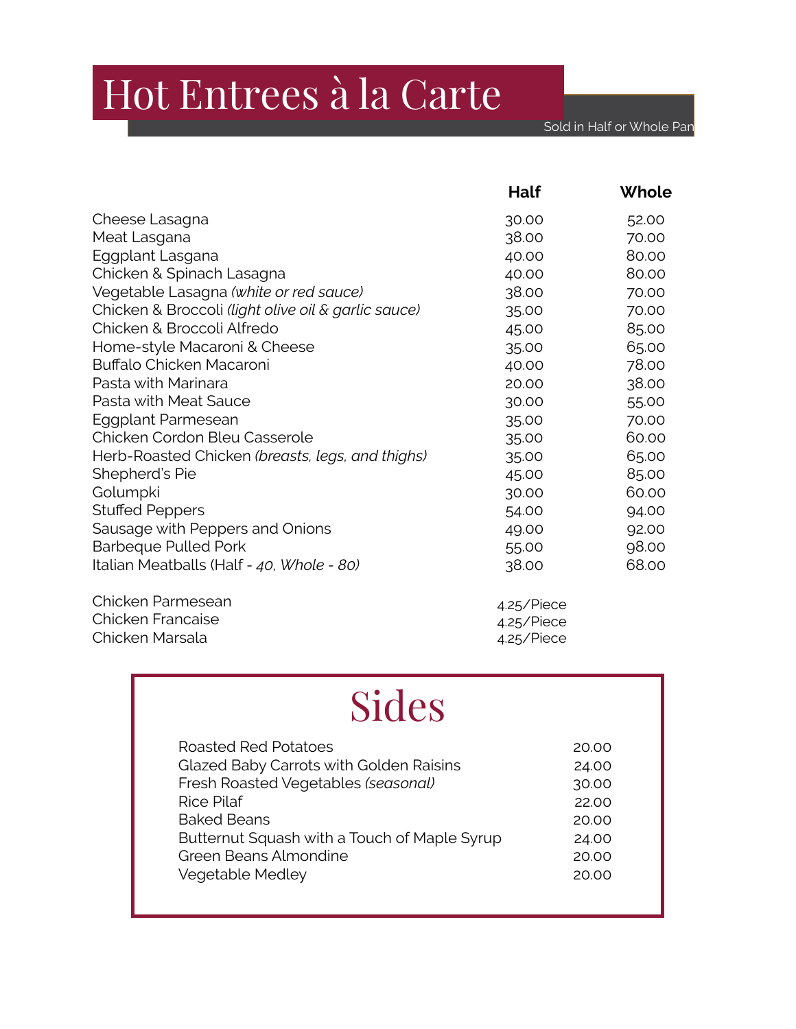# Hot Entrees à la Carte

Sold in Half or Whole Pan

| | Half | Whole |
|---|---|---|
| Cheese Lasagna | 30.00 | 52.00 |
| Meat Lasgana | 38.00 | 70.00 |
| Eggplant Lasgana | 40.00 | 80.00 |
| Chicken & Spinach Lasagna | 40.00 | 80.00 |
| Vegetable Lasagna *(white or red sauce)* | 38.00 | 70.00 |
| Chicken & Broccoli *(light olive oil & garlic sauce)* | 35.00 | 70.00 |
| Chicken & Broccoli Alfredo | 45.00 | 85.00 |
| Home-style Macaroni & Cheese | 35.00 | 65.00 |
| Buffalo Chicken Macaroni | 40.00 | 78.00 |
| Pasta with Marinara | 20.00 | 38.00 |
| Pasta with Meat Sauce | 30.00 | 55.00 |
| Eggplant Parmesean | 35.00 | 70.00 |
| Chicken Cordon Bleu Casserole | 35.00 | 60.00 |
| Herb-Roasted Chicken *(breasts, legs, and thighs)* | 35.00 | 65.00 |
| Shepherd's Pie | 45.00 | 85.00 |
| Golumpki | 30.00 | 60.00 |
| Stuffed Peppers | 54.00 | 94.00 |
| Sausage with Peppers and Onions | 49.00 | 92.00 |
| Barbeque Pulled Pork | 55.00 | 98.00 |
| Italian Meatballs (Half - *40, Whole - 80)* | 38.00 | 68.00 |
| | | |
| Chicken Parmesean | 4.25/Piece | |
| Chicken Francaise | 4.25/Piece | |
| Chicken Marsala | 4.25/Piece | |

## Sides

| | |
|---|---|
| Roasted Red Potatoes | 20.00 |
| Glazed Baby Carrots with Golden Raisins | 24.00 |
| Fresh Roasted Vegetables *(seasonal)* | 30.00 |
| Rice Pilaf | 22.00 |
| Baked Beans | 20.00 |
| Butternut Squash with a Touch of Maple Syrup | 24.00 |
| Green Beans Almondine | 20.00 |
| Vegetable Medley | 20.00 |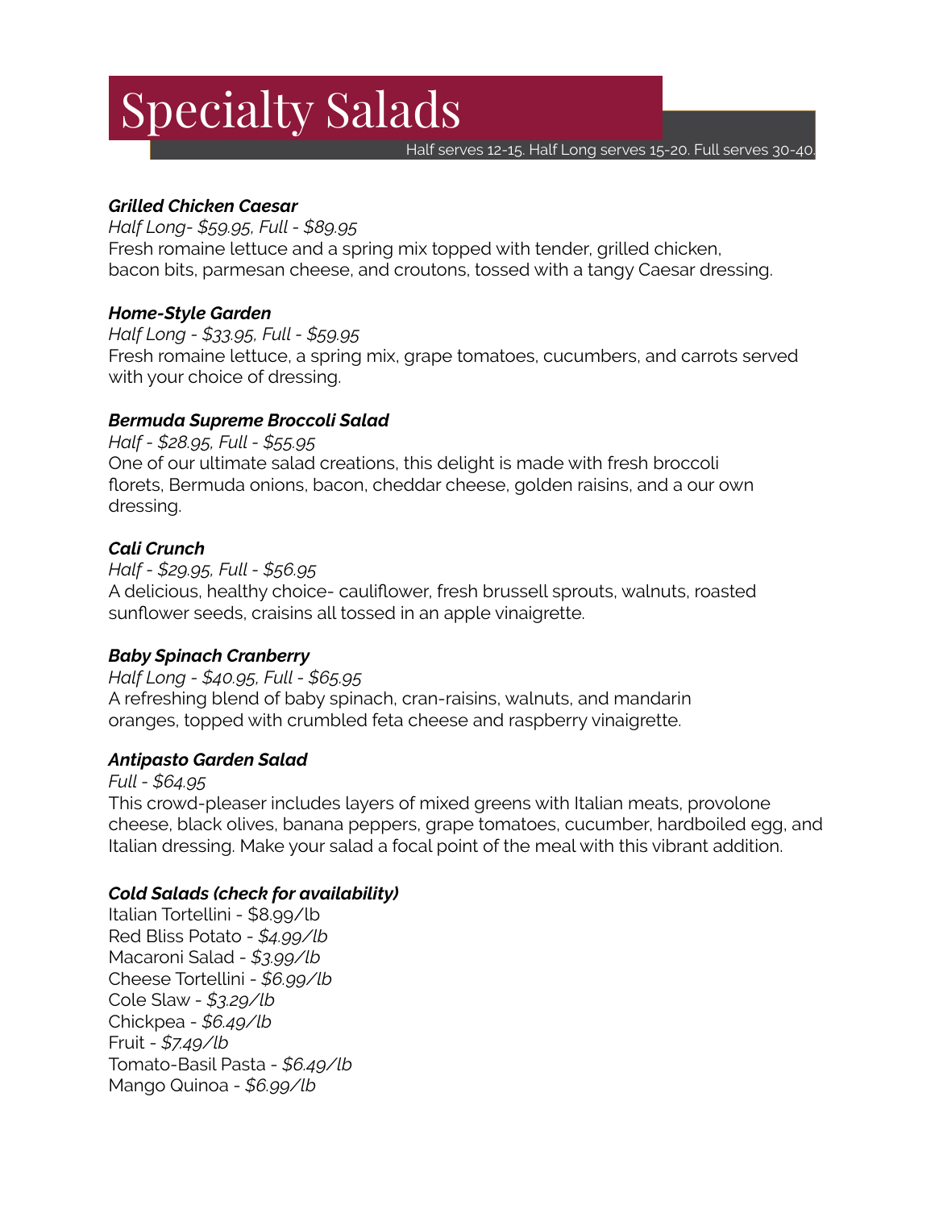# Specialty Salads

Half serves 12-15. Half Long serves 15-20. Full serves 30-40.

***Grilled Chicken Caesar***

*Half Long- $59.95, Full - $89.95*

Fresh romaine lettuce and a spring mix topped with tender, grilled chicken, bacon bits, parmesan cheese, and croutons, tossed with a tangy Caesar dressing.

***Home-Style Garden***

*Half Long - $33.95, Full - $59.95*

Fresh romaine lettuce, a spring mix, grape tomatoes, cucumbers, and carrots served with your choice of dressing.

***Bermuda Supreme Broccoli Salad***

*Half - $28.95, Full - $55.95*

One of our ultimate salad creations, this delight is made with fresh broccoli florets, Bermuda onions, bacon, cheddar cheese, golden raisins, and a our own dressing.

***Cali Crunch***

*Half - $29.95, Full - $56.95*

A delicious, healthy choice- cauliflower, fresh brussell sprouts, walnuts, roasted sunflower seeds, craisins all tossed in an apple vinaigrette.

***Baby Spinach Cranberry***

*Half Long - $40.95, Full - $65.95*

A refreshing blend of baby spinach, cran-raisins, walnuts, and mandarin oranges, topped with crumbled feta cheese and raspberry vinaigrette.

***Antipasto Garden Salad***

*Full - $64.95*

This crowd-pleaser includes layers of mixed greens with Italian meats, provolone cheese, black olives, banana peppers, grape tomatoes, cucumber, hardboiled egg, and Italian dressing. Make your salad a focal point of the meal with this vibrant addition.

***Cold Salads (check for availability)***

Italian Tortellini - $8.99/lb
Red Bliss Potato - *$4.99/lb*
Macaroni Salad - *$3.99/lb*
Cheese Tortellini - *$6.99/lb*
Cole Slaw - *$3.29/lb*
Chickpea - *$6.49/lb*
Fruit - *$7.49/lb*
Tomato-Basil Pasta - *$6.49/lb*
Mango Quinoa - *$6.99/lb*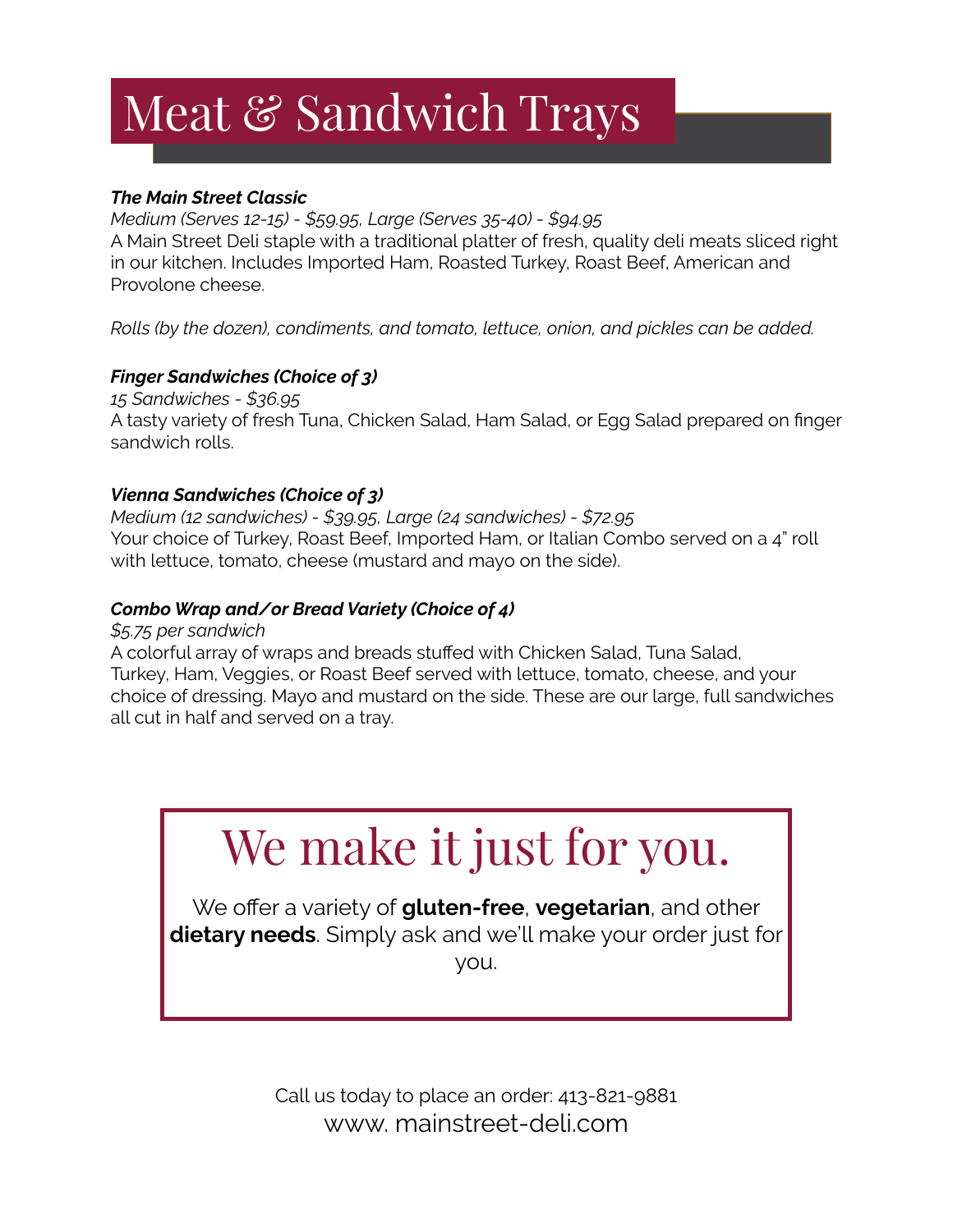# Meat & Sandwich Trays

***The Main Street Classic***

*Medium (Serves 12-15) - $59.95, Large (Serves 35-40) - $94.95*

A Main Street Deli staple with a traditional platter of fresh, quality deli meats sliced right in our kitchen. Includes Imported Ham, Roasted Turkey, Roast Beef, American and Provolone cheese.

*Rolls (by the dozen), condiments, and tomato, lettuce, onion, and pickles can be added.*

***Finger Sandwiches (Choice of 3)***

*15 Sandwiches - $36.95*

A tasty variety of fresh Tuna, Chicken Salad, Ham Salad, or Egg Salad prepared on finger sandwich rolls.

***Vienna Sandwiches (Choice of 3)***

*Medium (12 sandwiches) - $39.95, Large (24 sandwiches) - $72.95*

Your choice of Turkey, Roast Beef, Imported Ham, or Italian Combo served on a 4" roll with lettuce, tomato, cheese (mustard and mayo on the side).

***Combo Wrap and/or Bread Variety (Choice of 4)***

*$5.75 per sandwich*

A colorful array of wraps and breads stuffed with Chicken Salad, Tuna Salad, Turkey, Ham, Veggies, or Roast Beef served with lettuce, tomato, cheese, and your choice of dressing. Mayo and mustard on the side. These are our large, full sandwiches all cut in half and served on a tray.

## We make it just for you.

We offer a variety of **gluten-free**, **vegetarian**, and other **dietary needs**. Simply ask and we'll make your order just for you.

Call us today to place an order: 413-821-9881

www. mainstreet-deli.com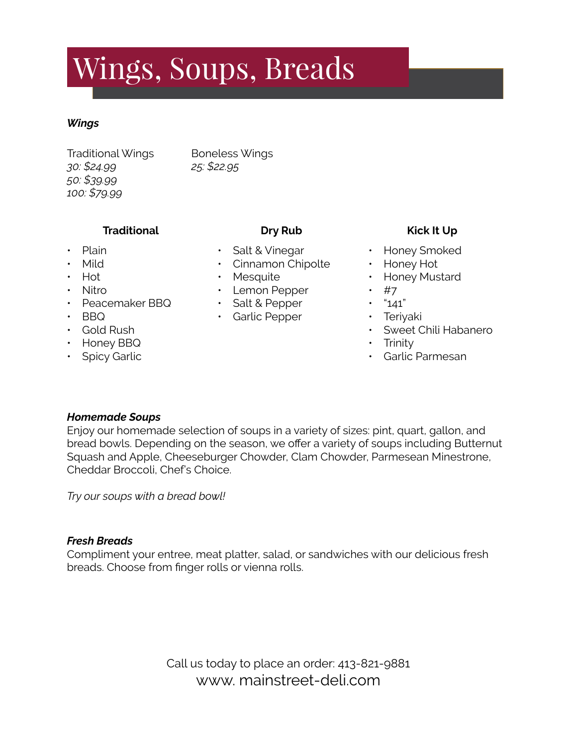# Wings, Soups, Breads

***Wings***

Traditional Wings
*30: $24.99*
*50: $39.99*
*100: $79.99*

Boneless Wings
*25: $22.95*

**Traditional**

- Plain
- Mild
- Hot
- Nitro
- Peacemaker BBQ
- BBQ
- Gold Rush
- Honey BBQ
- Spicy Garlic

**Dry Rub**

- Salt & Vinegar
- Cinnamon Chipolte
- Mesquite
- Lemon Pepper
- Salt & Pepper
- Garlic Pepper

**Kick It Up**

- Honey Smoked
- Honey Hot
- Honey Mustard
- #7
- "141"
- Teriyaki
- Sweet Chili Habanero
- Trinity
- Garlic Parmesan

***Homemade Soups***
Enjoy our homemade selection of soups in a variety of sizes: pint, quart, gallon, and bread bowls. Depending on the season, we offer a variety of soups including Butternut Squash and Apple, Cheeseburger Chowder, Clam Chowder, Parmesean Minestrone, Cheddar Broccoli, Chef's Choice.

*Try our soups with a bread bowl!*

***Fresh Breads***
Compliment your entree, meat platter, salad, or sandwiches with our delicious fresh breads. Choose from finger rolls or vienna rolls.

Call us today to place an order: 413-821-9881
www. mainstreet-deli.com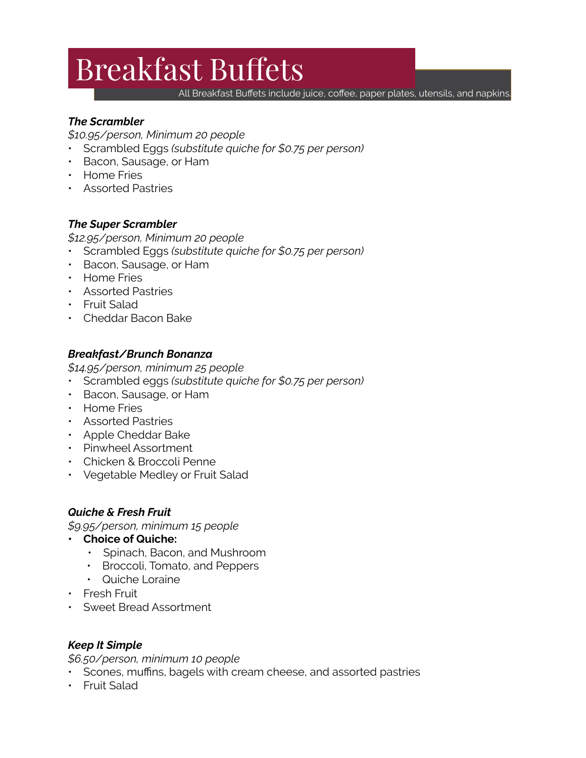# Breakfast Buffets

All Breakfast Buffets include juice, coffee, paper plates, utensils, and napkins.

***The Scrambler***

*$10.95/person, Minimum 20 people*

- Scrambled Eggs *(substitute quiche for $0.75 per person)*
- Bacon, Sausage, or Ham
- Home Fries
- Assorted Pastries

***The Super Scrambler***

*$12.95/person, Minimum 20 people*

- Scrambled Eggs *(substitute quiche for $0.75 per person)*
- Bacon, Sausage, or Ham
- Home Fries
- Assorted Pastries
- Fruit Salad
- Cheddar Bacon Bake

***Breakfast/Brunch Bonanza***

*$14.95/person, minimum 25 people*

- Scrambled eggs *(substitute quiche for $0.75 per person)*
- Bacon, Sausage, or Ham
- Home Fries
- Assorted Pastries
- Apple Cheddar Bake
- Pinwheel Assortment
- Chicken & Broccoli Penne
- Vegetable Medley or Fruit Salad

***Quiche & Fresh Fruit***

*$9.95/person, minimum 15 people*

- **Choice of Quiche:**
  - Spinach, Bacon, and Mushroom
  - Broccoli, Tomato, and Peppers
  - Quiche Loraine
- Fresh Fruit
- Sweet Bread Assortment

***Keep It Simple***

*$6.50/person, minimum 10 people*

- Scones, muffins, bagels with cream cheese, and assorted pastries
- Fruit Salad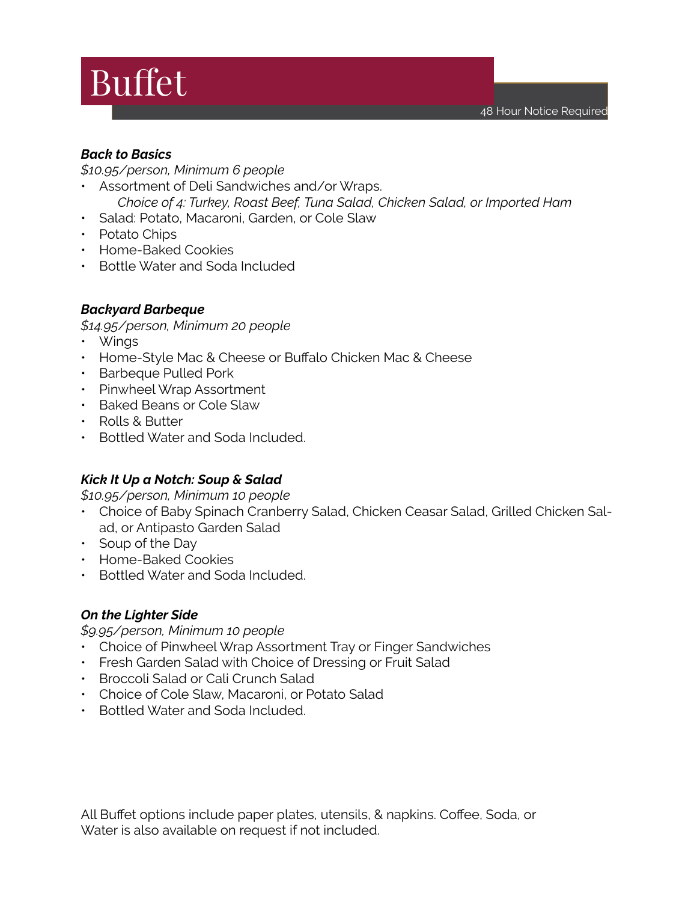# Buffet

48 Hour Notice Required

***Back to Basics***

*$10.95/person, Minimum 6 people*

- Assortment of Deli Sandwiches and/or Wraps.
  *Choice of 4: Turkey, Roast Beef, Tuna Salad, Chicken Salad, or Imported Ham*
- Salad: Potato, Macaroni, Garden, or Cole Slaw
- Potato Chips
- Home-Baked Cookies
- Bottle Water and Soda Included

***Backyard Barbeque***

*$14.95/person, Minimum 20 people*

- Wings
- Home-Style Mac & Cheese or Buffalo Chicken Mac & Cheese
- Barbeque Pulled Pork
- Pinwheel Wrap Assortment
- Baked Beans or Cole Slaw
- Rolls & Butter
- Bottled Water and Soda Included.

***Kick It Up a Notch: Soup & Salad***

*$10.95/person, Minimum 10 people*

- Choice of Baby Spinach Cranberry Salad, Chicken Ceasar Salad, Grilled Chicken Salad, or Antipasto Garden Salad
- Soup of the Day
- Home-Baked Cookies
- Bottled Water and Soda Included.

***On the Lighter Side***

*$9.95/person, Minimum 10 people*

- Choice of Pinwheel Wrap Assortment Tray or Finger Sandwiches
- Fresh Garden Salad with Choice of Dressing or Fruit Salad
- Broccoli Salad or Cali Crunch Salad
- Choice of Cole Slaw, Macaroni, or Potato Salad
- Bottled Water and Soda Included.

All Buffet options include paper plates, utensils, & napkins. Coffee, Soda, or Water is also available on request if not included.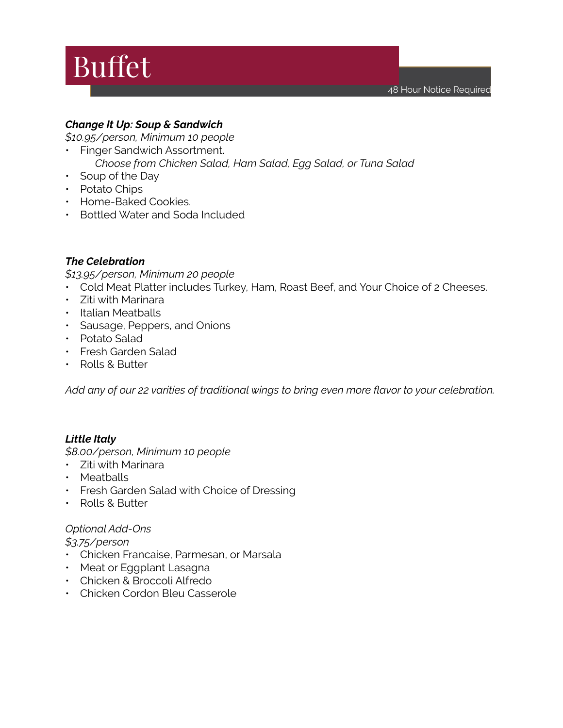# Buffet

48 Hour Notice Required

***Change It Up: Soup & Sandwich***

*$10.95/person, Minimum 10 people*

- Finger Sandwich Assortment.
  *Choose from Chicken Salad, Ham Salad, Egg Salad, or Tuna Salad*
- Soup of the Day
- Potato Chips
- Home-Baked Cookies.
- Bottled Water and Soda Included

***The Celebration***

*$13.95/person, Minimum 20 people*

- Cold Meat Platter includes Turkey, Ham, Roast Beef, and Your Choice of 2 Cheeses.
- Ziti with Marinara
- Italian Meatballs
- Sausage, Peppers, and Onions
- Potato Salad
- Fresh Garden Salad
- Rolls & Butter

*Add any of our 22 varities of traditional wings to bring even more flavor to your celebration.*

***Little Italy***

*$8.00/person, Minimum 10 people*

- Ziti with Marinara
- Meatballs
- Fresh Garden Salad with Choice of Dressing
- Rolls & Butter

*Optional Add-Ons*

*$3.75/person*

- Chicken Francaise, Parmesan, or Marsala
- Meat or Eggplant Lasagna
- Chicken & Broccoli Alfredo
- Chicken Cordon Bleu Casserole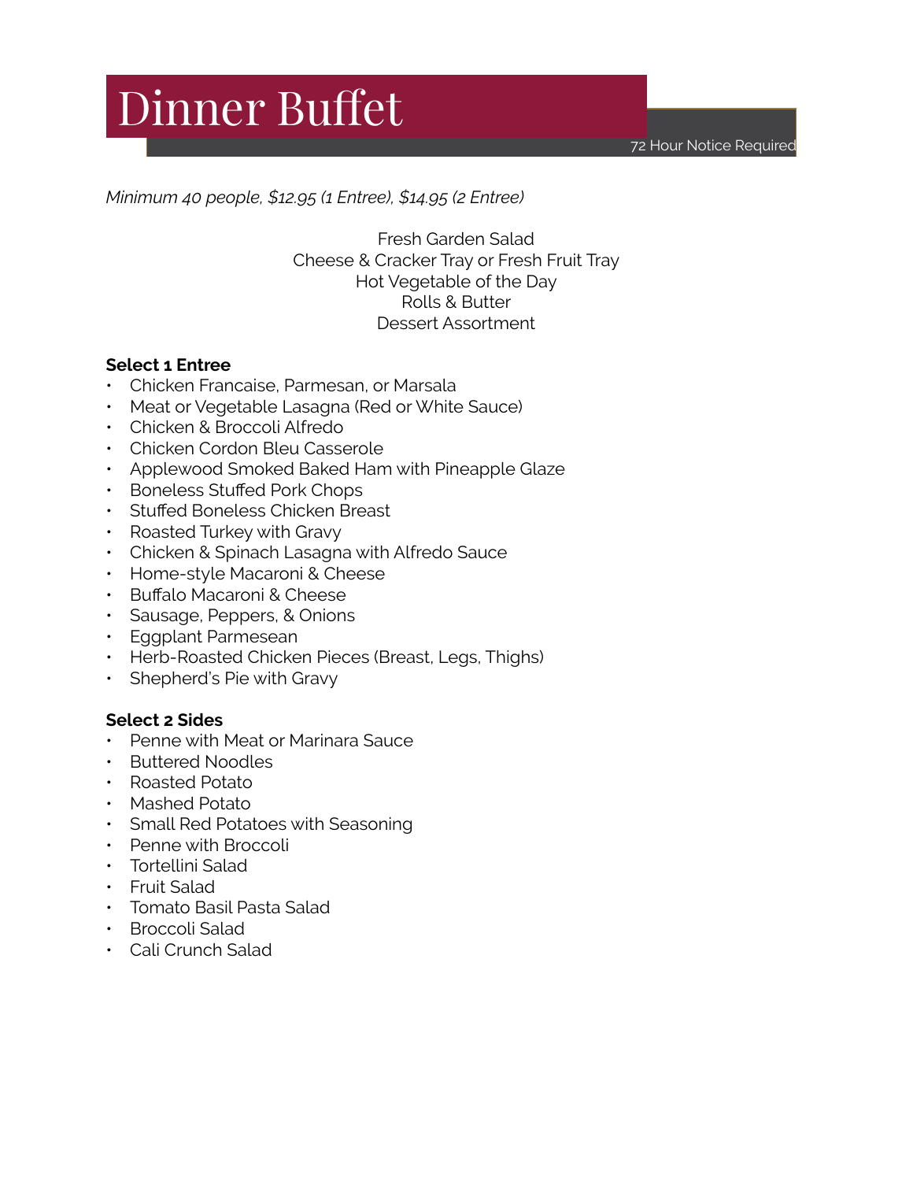# Dinner Buffet

72 Hour Notice Required

*Minimum 40 people, $12.95 (1 Entree), $14.95 (2 Entree)*

Fresh Garden Salad
Cheese & Cracker Tray or Fresh Fruit Tray
Hot Vegetable of the Day
Rolls & Butter
Dessert Assortment

**Select 1 Entree**

- Chicken Francaise, Parmesan, or Marsala
- Meat or Vegetable Lasagna (Red or White Sauce)
- Chicken & Broccoli Alfredo
- Chicken Cordon Bleu Casserole
- Applewood Smoked Baked Ham with Pineapple Glaze
- Boneless Stuffed Pork Chops
- Stuffed Boneless Chicken Breast
- Roasted Turkey with Gravy
- Chicken & Spinach Lasagna with Alfredo Sauce
- Home-style Macaroni & Cheese
- Buffalo Macaroni & Cheese
- Sausage, Peppers, & Onions
- Eggplant Parmesean
- Herb-Roasted Chicken Pieces (Breast, Legs, Thighs)
- Shepherd's Pie with Gravy

**Select 2 Sides**

- Penne with Meat or Marinara Sauce
- Buttered Noodles
- Roasted Potato
- Mashed Potato
- Small Red Potatoes with Seasoning
- Penne with Broccoli
- Tortellini Salad
- Fruit Salad
- Tomato Basil Pasta Salad
- Broccoli Salad
- Cali Crunch Salad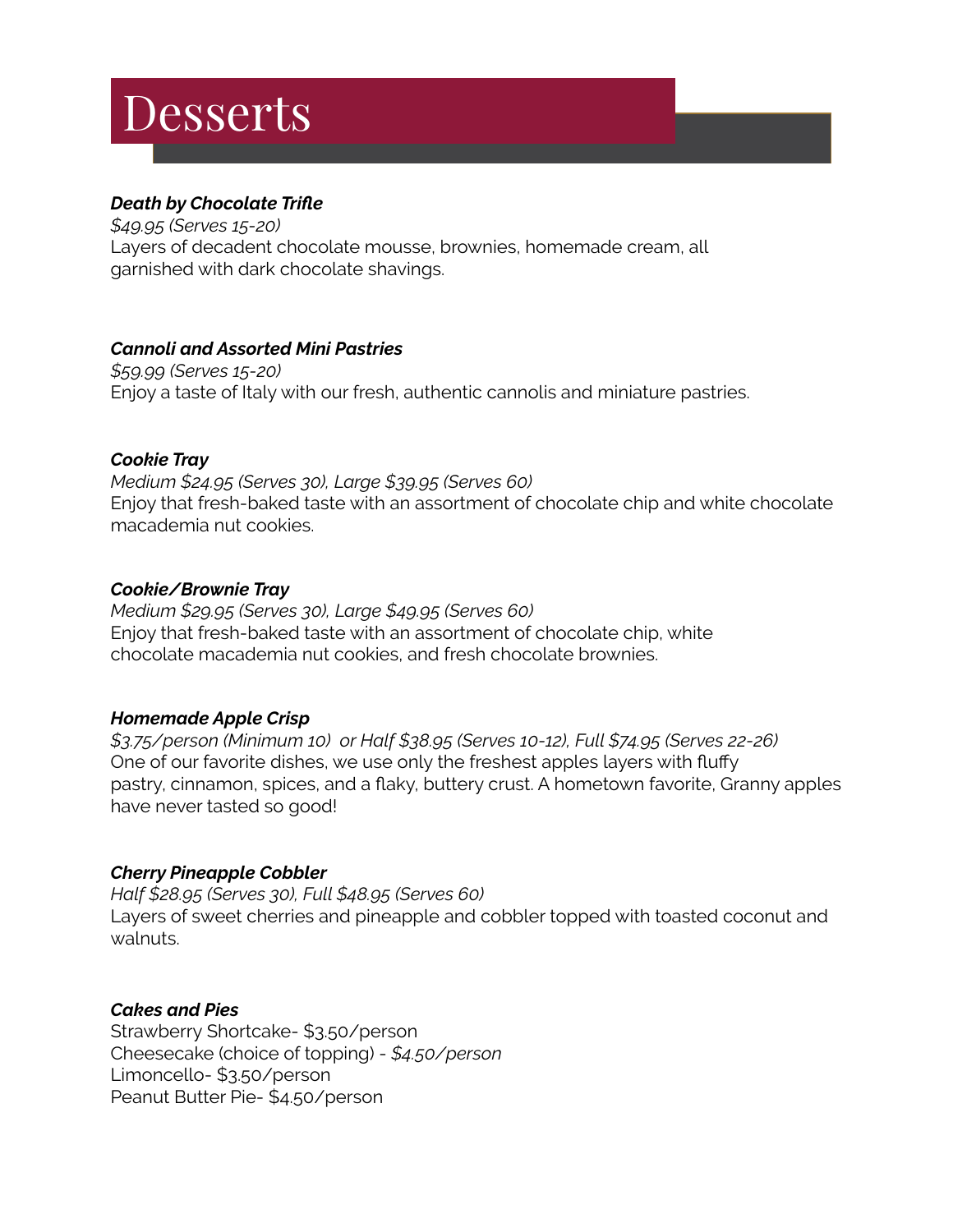# Desserts

***Death by Chocolate Trifle***
*$49.95 (Serves 15-20)*
Layers of decadent chocolate mousse, brownies, homemade cream, all garnished with dark chocolate shavings.

***Cannoli and Assorted Mini Pastries***
*$59.99 (Serves 15-20)*
Enjoy a taste of Italy with our fresh, authentic cannolis and miniature pastries.

***Cookie Tray***
*Medium $24.95 (Serves 30), Large $39.95 (Serves 60)*
Enjoy that fresh-baked taste with an assortment of chocolate chip and white chocolate macademia nut cookies.

***Cookie/Brownie Tray***
*Medium $29.95 (Serves 30), Large $49.95 (Serves 60)*
Enjoy that fresh-baked taste with an assortment of chocolate chip, white chocolate macademia nut cookies, and fresh chocolate brownies.

***Homemade Apple Crisp***
*$3.75/person (Minimum 10) or Half $38.95 (Serves 10-12), Full $74.95 (Serves 22-26)*
One of our favorite dishes, we use only the freshest apples layers with fluffy pastry, cinnamon, spices, and a flaky, buttery crust. A hometown favorite, Granny apples have never tasted so good!

***Cherry Pineapple Cobbler***
*Half $28.95 (Serves 30), Full $48.95 (Serves 60)*
Layers of sweet cherries and pineapple and cobbler topped with toasted coconut and walnuts.

***Cakes and Pies***
Strawberry Shortcake- $3.50/person
Cheesecake (choice of topping) - *$4.50/person*
Limoncello- $3.50/person
Peanut Butter Pie- $4.50/person